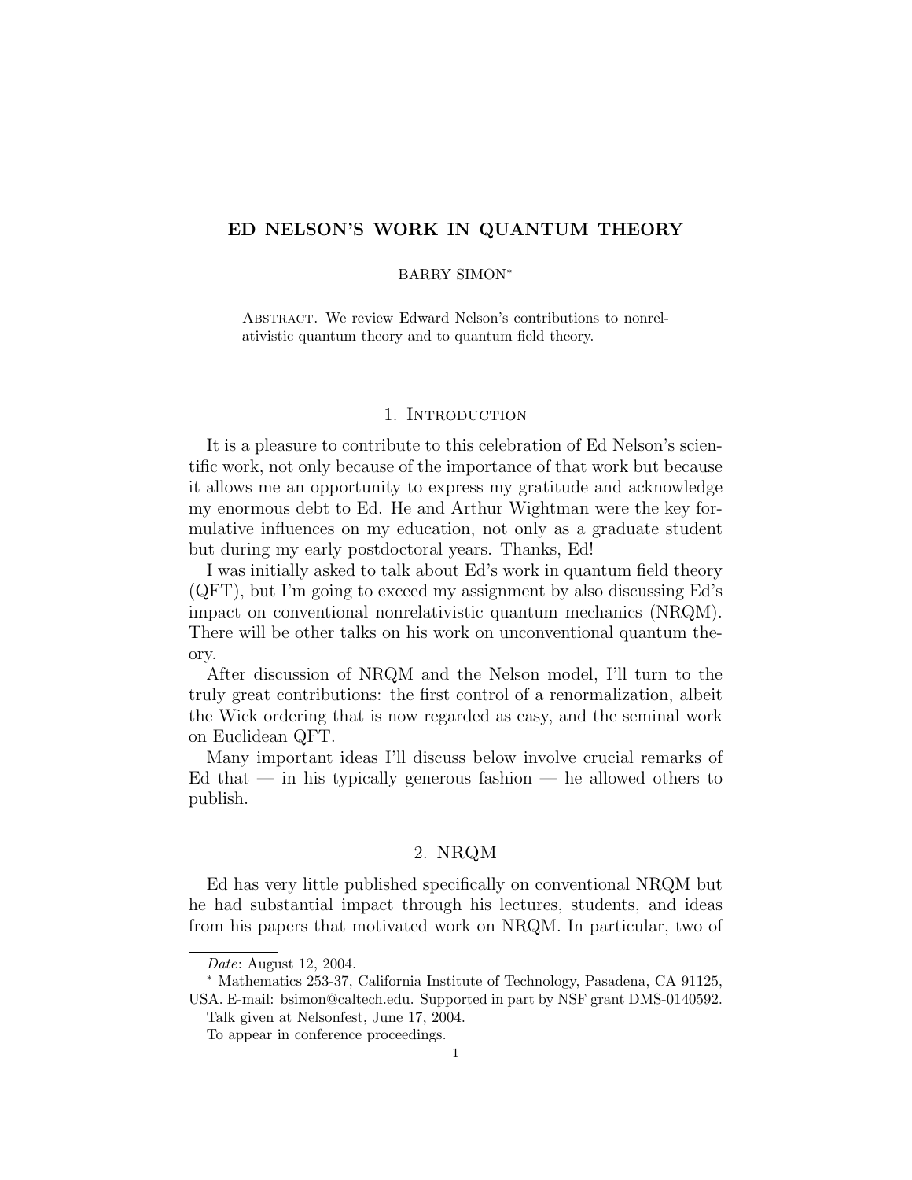# ED NELSON'S WORK IN QUANTUM THEORY

BARRY SIMON*

Abstract. We review Edward Nelson's contributions to nonrelativistic quantum theory and to quantum field theory.

## 1. Introduction

It is a pleasure to contribute to this celebration of Ed Nelson's scientific work, not only because of the importance of that work but because it allows me an opportunity to express my gratitude and acknowledge my enormous debt to Ed. He and Arthur Wightman were the key formulative influences on my education, not only as a graduate student but during my early postdoctoral years. Thanks, Ed!

I was initially asked to talk about Ed's work in quantum field theory (QFT), but I'm going to exceed my assignment by also discussing Ed's impact on conventional nonrelativistic quantum mechanics (NRQM). There will be other talks on his work on unconventional quantum theory.

After discussion of NRQM and the Nelson model, I'll turn to the truly great contributions: the first control of a renormalization, albeit the Wick ordering that is now regarded as easy, and the seminal work on Euclidean QFT.

Many important ideas I'll discuss below involve crucial remarks of Ed that — in his typically generous fashion — he allowed others to publish.

## 2. NRQM

Ed has very little published specifically on conventional NRQM but he had substantial impact through his lectures, students, and ideas from his papers that motivated work on NRQM. In particular, two of

---

*Date*: August 12, 2004.

* Mathematics 253-37, California Institute of Technology, Pasadena, CA 91125, USA. E-mail: bsimon@caltech.edu. Supported in part by NSF grant DMS-0140592.

Talk given at Nelsonfest, June 17, 2004.

To appear in conference proceedings.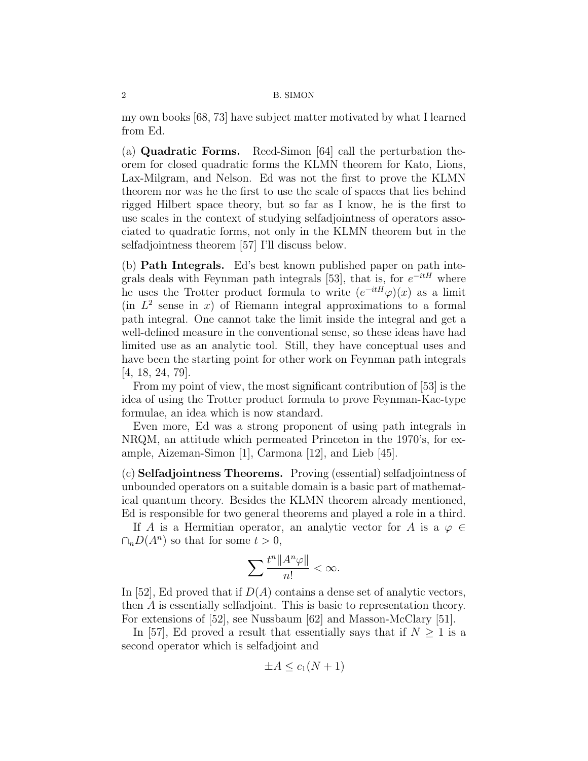my own books [68, 73] have subject matter motivated by what I learned from Ed.

(a) **Quadratic Forms.** Reed-Simon [64] call the perturbation theorem for closed quadratic forms the KLMN theorem for Kato, Lions, Lax-Milgram, and Nelson. Ed was not the first to prove the KLMN theorem nor was he the first to use the scale of spaces that lies behind rigged Hilbert space theory, but so far as I know, he is the first to use scales in the context of studying selfadjointness of operators associated to quadratic forms, not only in the KLMN theorem but in the selfadjointness theorem [57] I'll discuss below.

(b) **Path Integrals.** Ed's best known published paper on path integrals deals with Feynman path integrals [53], that is, for $e^{-itH}$ where he uses the Trotter product formula to write $(e^{-itH}\varphi)(x)$ as a limit (in $L^2$ sense in $x$) of Riemann integral approximations to a formal path integral. One cannot take the limit inside the integral and get a well-defined measure in the conventional sense, so these ideas have had limited use as an analytic tool. Still, they have conceptual uses and have been the starting point for other work on Feynman path integrals [4, 18, 24, 79].

From my point of view, the most significant contribution of [53] is the idea of using the Trotter product formula to prove Feynman-Kac-type formulae, an idea which is now standard.

Even more, Ed was a strong proponent of using path integrals in NRQM, an attitude which permeated Princeton in the 1970's, for example, Aizeman-Simon [1], Carmona [12], and Lieb [45].

(c) **Selfadjointness Theorems.** Proving (essential) selfadjointness of unbounded operators on a suitable domain is a basic part of mathematical quantum theory. Besides the KLMN theorem already mentioned, Ed is responsible for two general theorems and played a role in a third.

If $A$ is a Hermitian operator, an analytic vector for $A$ is a $\varphi \in \cap_n D(A^n)$ so that for some $t > 0$,

$$\sum \frac{t^n \|A^n \varphi\|}{n!} < \infty.$$

In [52], Ed proved that if $D(A)$ contains a dense set of analytic vectors, then $A$ is essentially selfadjoint. This is basic to representation theory. For extensions of [52], see Nussbaum [62] and Masson-McClary [51].

In [57], Ed proved a result that essentially says that if $N \geq 1$ is a second operator which is selfadjoint and

$$\pm A \leq c_1(N+1)$$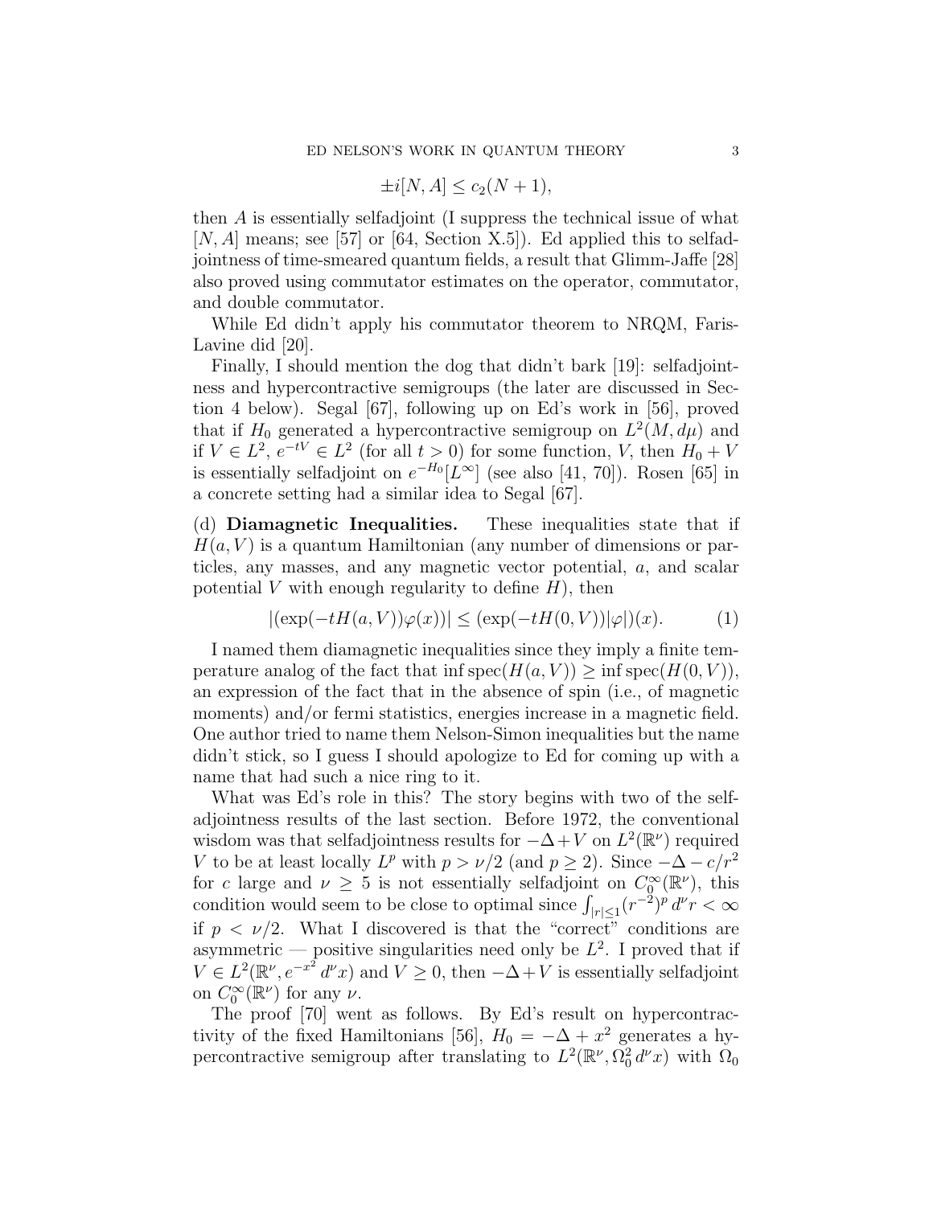$$\pm i[N, A] \leq c_2(N+1),$$

then $A$ is essentially selfadjoint (I suppress the technical issue of what $[N, A]$ means; see [57] or [64, Section X.5]). Ed applied this to selfadjointness of time-smeared quantum fields, a result that Glimm-Jaffe [28] also proved using commutator estimates on the operator, commutator, and double commutator.

While Ed didn't apply his commutator theorem to NRQM, Faris-Lavine did [20].

Finally, I should mention the dog that didn't bark [19]: selfadjointness and hypercontractive semigroups (the later are discussed in Section 4 below). Segal [67], following up on Ed's work in [56], proved that if $H_0$ generated a hypercontractive semigroup on $L^2(M, d\mu)$ and if $V \in L^2$, $e^{-tV} \in L^2$ (for all $t > 0$) for some function, $V$, then $H_0 + V$ is essentially selfadjoint on $e^{-H_0}[L^\infty]$ (see also [41, 70]). Rosen [65] in a concrete setting had a similar idea to Segal [67].

(d) **Diamagnetic Inequalities.** These inequalities state that if $H(a, V)$ is a quantum Hamiltonian (any number of dimensions or particles, any masses, and any magnetic vector potential, $a$, and scalar potential $V$ with enough regularity to define $H$), then

$$|(\exp(-tH(a, V))\varphi(x))| \leq (\exp(-tH(0, V))|\varphi|)(x). \tag{1}$$

I named them diamagnetic inequalities since they imply a finite temperature analog of the fact that $\inf \operatorname{spec}(H(a, V)) \geq \inf \operatorname{spec}(H(0, V))$, an expression of the fact that in the absence of spin (i.e., of magnetic moments) and/or fermi statistics, energies increase in a magnetic field. One author tried to name them Nelson-Simon inequalities but the name didn't stick, so I guess I should apologize to Ed for coming up with a name that had such a nice ring to it.

What was Ed's role in this? The story begins with two of the selfadjointness results of the last section. Before 1972, the conventional wisdom was that selfadjointness results for $-\Delta + V$ on $L^2(\mathbb{R}^\nu)$ required $V$ to be at least locally $L^p$ with $p > \nu/2$ (and $p \geq 2$). Since $-\Delta - c/r^2$ for $c$ large and $\nu \geq 5$ is not essentially selfadjoint on $C_0^\infty(\mathbb{R}^\nu)$, this condition would seem to be close to optimal since $\int_{|r|\leq 1} (r^{-2})^p \, d^\nu r < \infty$ if $p < \nu/2$. What I discovered is that the "correct" conditions are asymmetric — positive singularities need only be $L^2$. I proved that if $V \in L^2(\mathbb{R}^\nu, e^{-x^2} \, d^\nu x)$ and $V \geq 0$, then $-\Delta + V$ is essentially selfadjoint on $C_0^\infty(\mathbb{R}^\nu)$ for any $\nu$.

The proof [70] went as follows. By Ed's result on hypercontractivity of the fixed Hamiltonians [56], $H_0 = -\Delta + x^2$ generates a hypercontractive semigroup after translating to $L^2(\mathbb{R}^\nu, \Omega_0^2 \, d^\nu x)$ with $\Omega_0$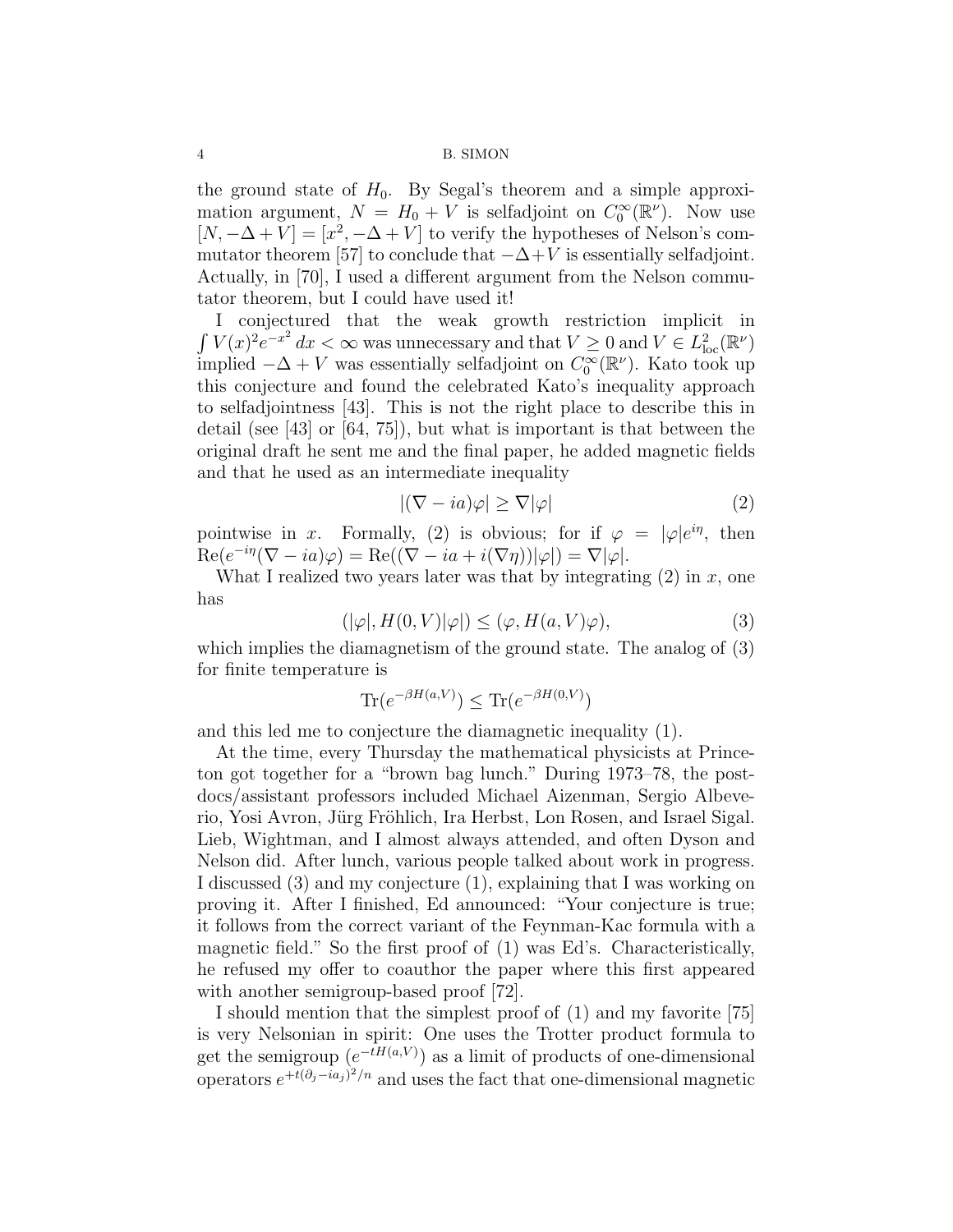the ground state of $H_0$. By Segal's theorem and a simple approximation argument, $N = H_0 + V$ is selfadjoint on $C_0^\infty(\mathbb{R}^\nu)$. Now use $[N, -\Delta + V] = [x^2, -\Delta + V]$ to verify the hypotheses of Nelson's commutator theorem [57] to conclude that $-\Delta + V$ is essentially selfadjoint. Actually, in [70], I used a different argument from the Nelson commutator theorem, but I could have used it!

I conjectured that the weak growth restriction implicit in $\int V(x)^2 e^{-x^2}\, dx < \infty$ was unnecessary and that $V \geq 0$ and $V \in L^2_{\text{loc}}(\mathbb{R}^\nu)$ implied $-\Delta + V$ was essentially selfadjoint on $C_0^\infty(\mathbb{R}^\nu)$. Kato took up this conjecture and found the celebrated Kato's inequality approach to selfadjointness [43]. This is not the right place to describe this in detail (see [43] or [64, 75]), but what is important is that between the original draft he sent me and the final paper, he added magnetic fields and that he used as an intermediate inequality

$$|(\nabla - ia)\varphi| \geq \nabla|\varphi| \tag{2}$$

pointwise in $x$. Formally, (2) is obvious; for if $\varphi = |\varphi|e^{i\eta}$, then $\text{Re}(e^{-i\eta}(\nabla - ia)\varphi) = \text{Re}((\nabla - ia + i(\nabla\eta))|\varphi|) = \nabla|\varphi|$.

What I realized two years later was that by integrating (2) in $x$, one has

$$(|\varphi|, H(0,V)|\varphi|) \leq (\varphi, H(a,V)\varphi), \tag{3}$$

which implies the diamagnetism of the ground state. The analog of (3) for finite temperature is

$$\text{Tr}(e^{-\beta H(a,V)}) \leq \text{Tr}(e^{-\beta H(0,V)})$$

and this led me to conjecture the diamagnetic inequality (1).

At the time, every Thursday the mathematical physicists at Princeton got together for a "brown bag lunch." During 1973–78, the postdocs/assistant professors included Michael Aizenman, Sergio Albeverio, Yosi Avron, Jürg Fröhlich, Ira Herbst, Lon Rosen, and Israel Sigal. Lieb, Wightman, and I almost always attended, and often Dyson and Nelson did. After lunch, various people talked about work in progress. I discussed (3) and my conjecture (1), explaining that I was working on proving it. After I finished, Ed announced: "Your conjecture is true; it follows from the correct variant of the Feynman-Kac formula with a magnetic field." So the first proof of (1) was Ed's. Characteristically, he refused my offer to coauthor the paper where this first appeared with another semigroup-based proof [72].

I should mention that the simplest proof of (1) and my favorite [75] is very Nelsonian in spirit: One uses the Trotter product formula to get the semigroup $(e^{-tH(a,V)})$ as a limit of products of one-dimensional operators $e^{+t(\partial_j - ia_j)^2/n}$ and uses the fact that one-dimensional magnetic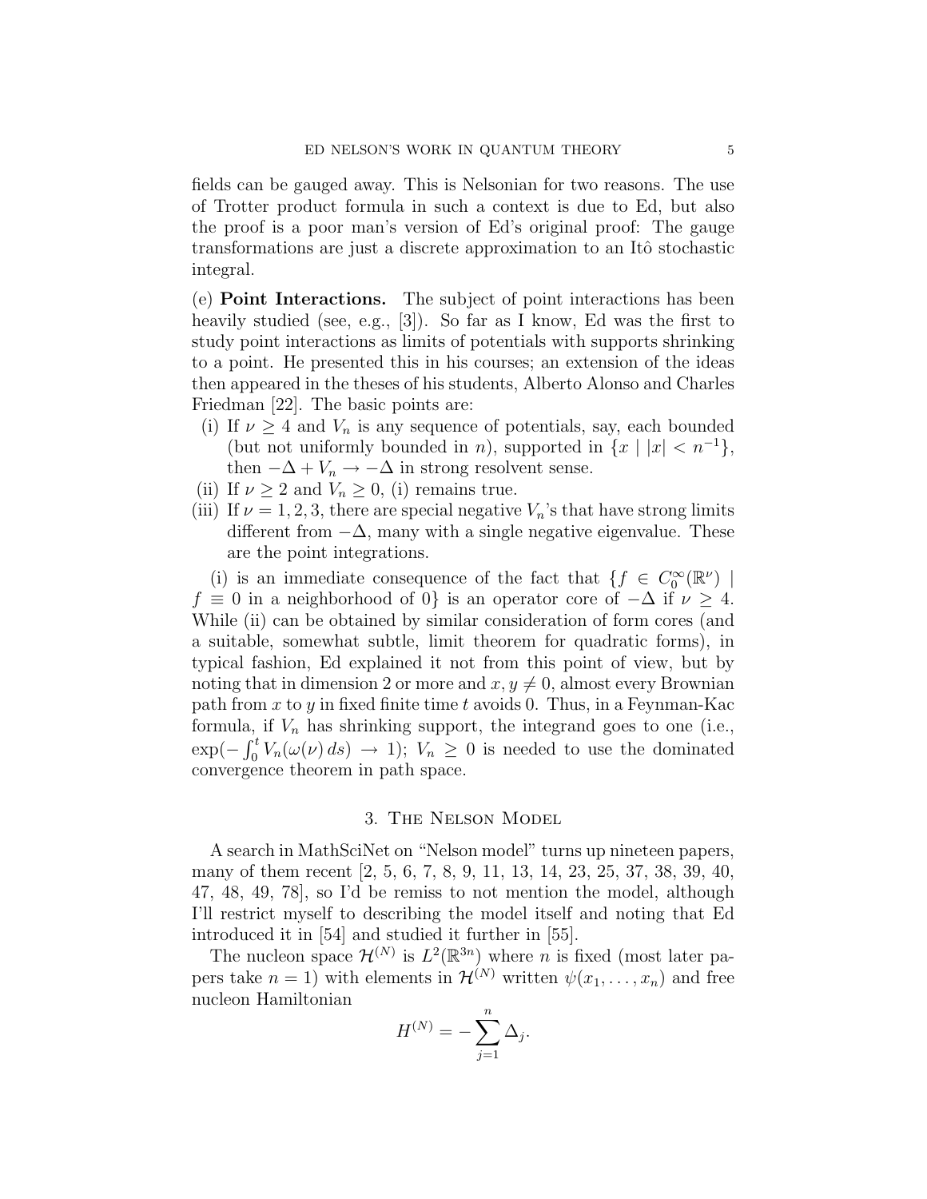fields can be gauged away. This is Nelsonian for two reasons. The use of Trotter product formula in such a context is due to Ed, but also the proof is a poor man's version of Ed's original proof: The gauge transformations are just a discrete approximation to an Itô stochastic integral.

(e) **Point Interactions.** The subject of point interactions has been heavily studied (see, e.g., [3]). So far as I know, Ed was the first to study point interactions as limits of potentials with supports shrinking to a point. He presented this in his courses; an extension of the ideas then appeared in the theses of his students, Alberto Alonso and Charles Friedman [22]. The basic points are:

- (i) If $\nu \geq 4$ and $V_n$ is any sequence of potentials, say, each bounded (but not uniformly bounded in $n$), supported in $\{x \mid |x| < n^{-1}\}$, then $-\Delta + V_n \to -\Delta$ in strong resolvent sense.
- (ii) If $\nu \geq 2$ and $V_n \geq 0$, (i) remains true.
- (iii) If $\nu = 1, 2, 3$, there are special negative $V_n$'s that have strong limits different from $-\Delta$, many with a single negative eigenvalue. These are the point integrations.

(i) is an immediate consequence of the fact that $\{f \in C_0^\infty(\mathbb{R}^\nu) \mid f \equiv 0 \text{ in a neighborhood of } 0\}$ is an operator core of $-\Delta$ if $\nu \geq 4$. While (ii) can be obtained by similar consideration of form cores (and a suitable, somewhat subtle, limit theorem for quadratic forms), in typical fashion, Ed explained it not from this point of view, but by noting that in dimension 2 or more and $x, y \neq 0$, almost every Brownian path from $x$ to $y$ in fixed finite time $t$ avoids 0. Thus, in a Feynman-Kac formula, if $V_n$ has shrinking support, the integrand goes to one (i.e., $\exp(-\int_0^t V_n(\omega(\nu)\, ds) \to 1)$; $V_n \geq 0$ is needed to use the dominated convergence theorem in path space.

## 3. The Nelson Model

A search in MathSciNet on "Nelson model" turns up nineteen papers, many of them recent [2, 5, 6, 7, 8, 9, 11, 13, 14, 23, 25, 37, 38, 39, 40, 47, 48, 49, 78], so I'd be remiss to not mention the model, although I'll restrict myself to describing the model itself and noting that Ed introduced it in [54] and studied it further in [55].

The nucleon space $\mathcal{H}^{(N)}$ is $L^2(\mathbb{R}^{3n})$ where $n$ is fixed (most later papers take $n = 1$) with elements in $\mathcal{H}^{(N)}$ written $\psi(x_1, \ldots, x_n)$ and free nucleon Hamiltonian

$$H^{(N)} = -\sum_{j=1}^{n} \Delta_j.$$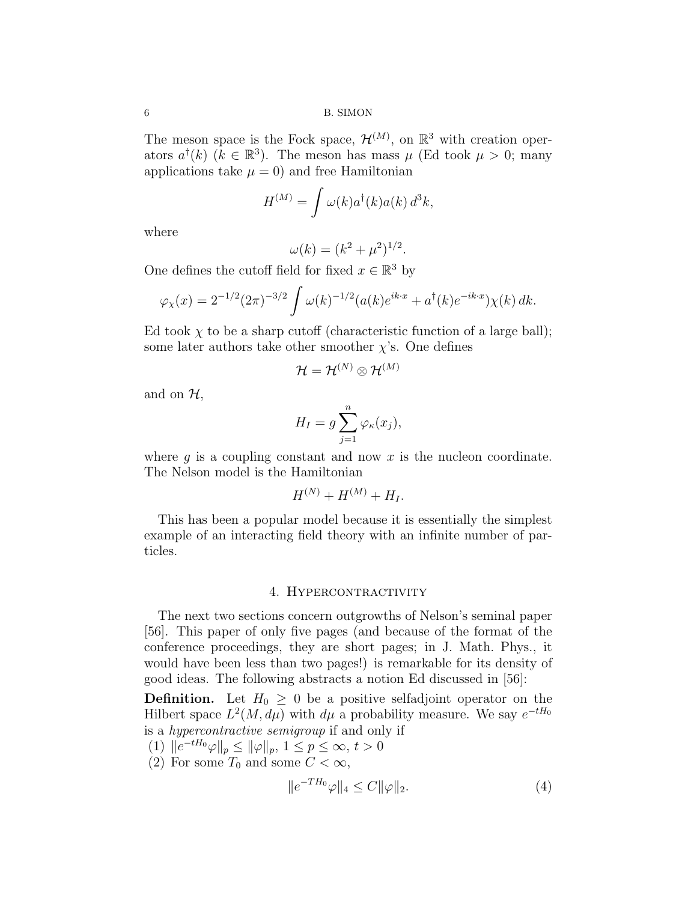The meson space is the Fock space, $\mathcal{H}^{(M)}$, on $\mathbb{R}^3$ with creation operators $a^\dagger(k)$ ($k \in \mathbb{R}^3$). The meson has mass $\mu$ (Ed took $\mu > 0$; many applications take $\mu = 0$) and free Hamiltonian

$$H^{(M)} = \int \omega(k) a^\dagger(k) a(k)\, d^3k,$$

where

$$\omega(k) = (k^2 + \mu^2)^{1/2}.$$

One defines the cutoff field for fixed $x \in \mathbb{R}^3$ by

$$\varphi_\chi(x) = 2^{-1/2}(2\pi)^{-3/2} \int \omega(k)^{-1/2}(a(k)e^{ik\cdot x} + a^\dagger(k)e^{-ik\cdot x})\chi(k)\, dk.$$

Ed took $\chi$ to be a sharp cutoff (characteristic function of a large ball); some later authors take other smoother $\chi$'s. One defines

$$\mathcal{H} = \mathcal{H}^{(N)} \otimes \mathcal{H}^{(M)}$$

and on $\mathcal{H}$,

$$H_I = g \sum_{j=1}^{n} \varphi_\kappa(x_j),$$

where $g$ is a coupling constant and now $x$ is the nucleon coordinate. The Nelson model is the Hamiltonian

$$H^{(N)} + H^{(M)} + H_I.$$

This has been a popular model because it is essentially the simplest example of an interacting field theory with an infinite number of particles.

## 4. Hypercontractivity

The next two sections concern outgrowths of Nelson's seminal paper [56]. This paper of only five pages (and because of the format of the conference proceedings, they are short pages; in J. Math. Phys., it would have been less than two pages!) is remarkable for its density of good ideas. The following abstracts a notion Ed discussed in [56]:

**Definition.** Let $H_0 \geq 0$ be a positive selfadjoint operator on the Hilbert space $L^2(M, d\mu)$ with $d\mu$ a probability measure. We say $e^{-tH_0}$ is a *hypercontractive semigroup* if and only if

(1) $\|e^{-tH_0}\varphi\|_p \leq \|\varphi\|_p$, $1 \leq p \leq \infty$, $t > 0$

(2) For some $T_0$ and some $C < \infty$,

$$\|e^{-TH_0}\varphi\|_4 \leq C\|\varphi\|_2. \tag{4}$$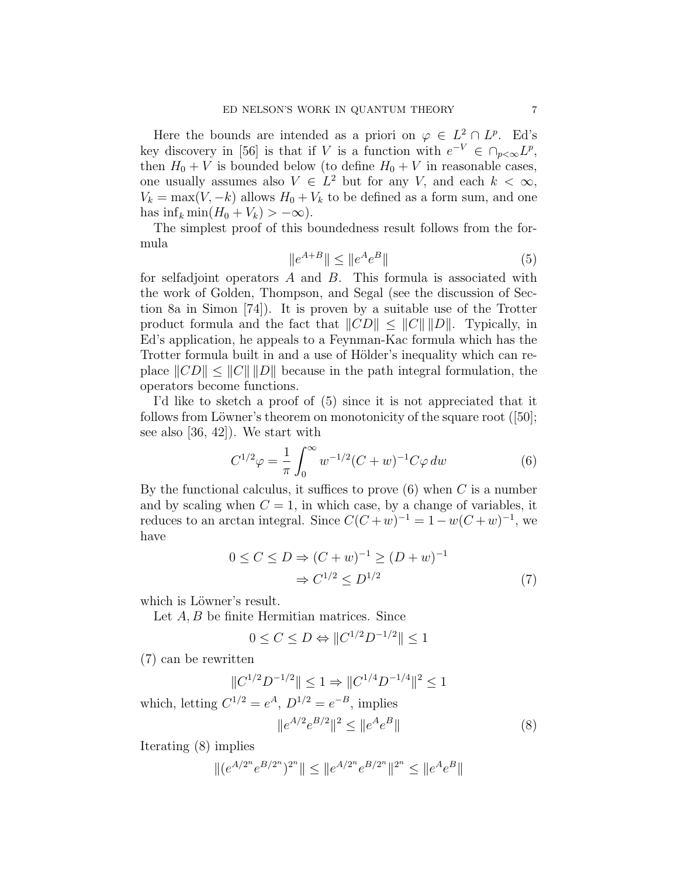Here the bounds are intended as a priori on $\varphi \in L^2 \cap L^p$. Ed's key discovery in [56] is that if $V$ is a function with $e^{-V} \in \cap_{p<\infty} L^p$, then $H_0 + V$ is bounded below (to define $H_0 + V$ in reasonable cases, one usually assumes also $V \in L^2$ but for any $V$, and each $k < \infty$, $V_k = \max(V, -k)$ allows $H_0 + V_k$ to be defined as a form sum, and one has $\inf_k \min(H_0 + V_k) > -\infty$).

The simplest proof of this boundedness result follows from the formula

$$\|e^{A+B}\| \leq \|e^A e^B\| \tag{5}$$

for selfadjoint operators $A$ and $B$. This formula is associated with the work of Golden, Thompson, and Segal (see the discussion of Section 8a in Simon [74]). It is proven by a suitable use of the Trotter product formula and the fact that $\|CD\| \leq \|C\| \, \|D\|$. Typically, in Ed's application, he appeals to a Feynman-Kac formula which has the Trotter formula built in and a use of Hölder's inequality which can replace $\|CD\| \leq \|C\| \, \|D\|$ because in the path integral formulation, the operators become functions.

I'd like to sketch a proof of (5) since it is not appreciated that it follows from Löwner's theorem on monotonicity of the square root ([50]; see also [36, 42]). We start with

$$C^{1/2}\varphi = \frac{1}{\pi}\int_0^\infty w^{-1/2}(C+w)^{-1}C\varphi \, dw \tag{6}$$

By the functional calculus, it suffices to prove (6) when $C$ is a number and by scaling when $C = 1$, in which case, by a change of variables, it reduces to an arctan integral. Since $C(C+w)^{-1} = 1 - w(C+w)^{-1}$, we have

$$\begin{aligned} 0 \leq C \leq D &\Rightarrow (C+w)^{-1} \geq (D+w)^{-1} \\ &\Rightarrow C^{1/2} \leq D^{1/2} \end{aligned} \tag{7}$$

which is Löwner's result.

Let $A, B$ be finite Hermitian matrices. Since

$$0 \leq C \leq D \Leftrightarrow \|C^{1/2}D^{-1/2}\| \leq 1$$

(7) can be rewritten

$$\|C^{1/2}D^{-1/2}\| \leq 1 \Rightarrow \|C^{1/4}D^{-1/4}\|^2 \leq 1$$

which, letting $C^{1/2} = e^A$, $D^{1/2} = e^{-B}$, implies

$$\|e^{A/2}e^{B/2}\|^2 \leq \|e^A e^B\| \tag{8}$$

Iterating (8) implies

$$\|(e^{A/2^n}e^{B/2^n})^{2^n}\| \leq \|e^{A/2^n}e^{B/2^n}\|^{2^n} \leq \|e^A e^B\|$$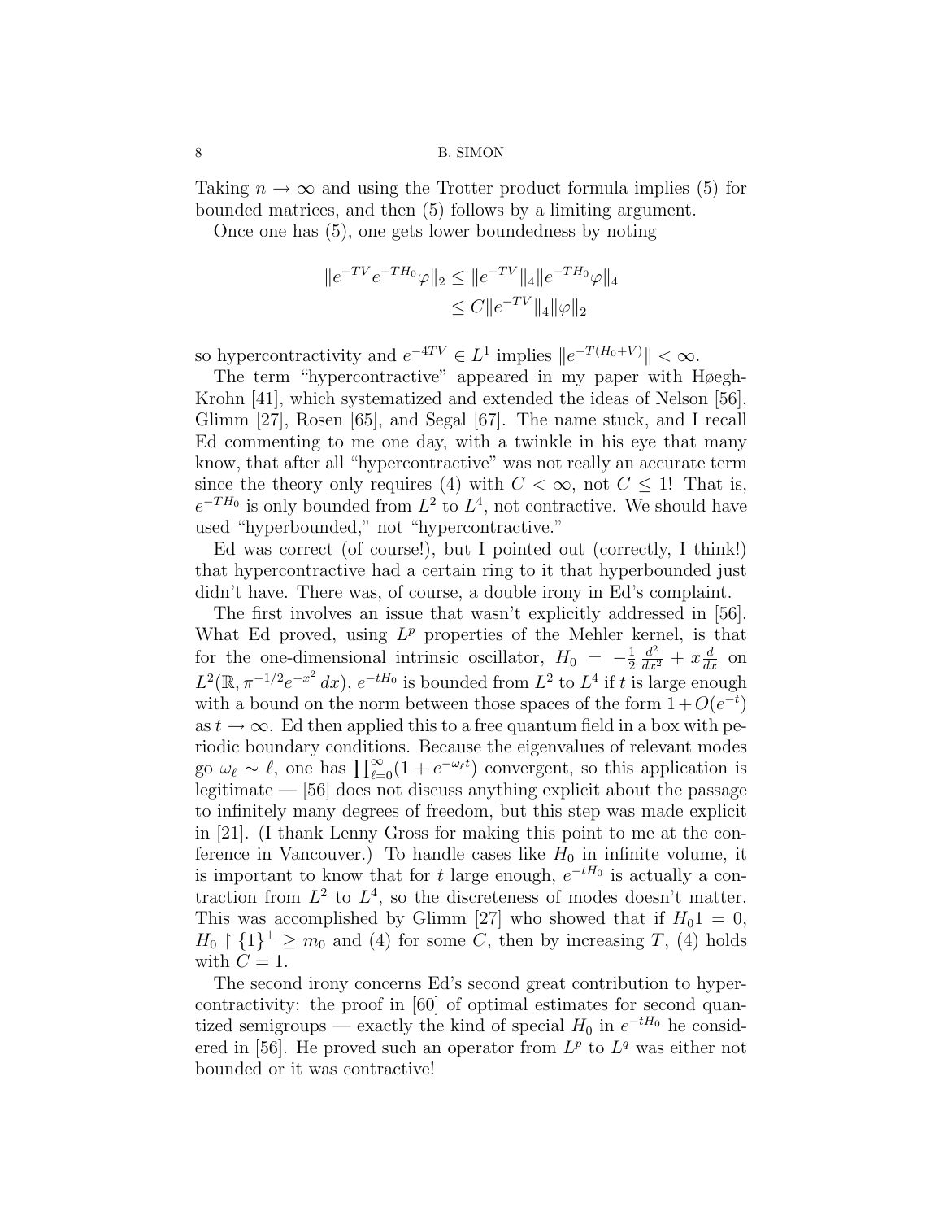Taking $n \to \infty$ and using the Trotter product formula implies (5) for bounded matrices, and then (5) follows by a limiting argument.

Once one has (5), one gets lower boundedness by noting

$$
\begin{aligned}
\|e^{-TV} e^{-TH_0}\varphi\|_2 &\leq \|e^{-TV}\|_4 \|e^{-TH_0}\varphi\|_4 \\
&\leq C\|e^{-TV}\|_4 \|\varphi\|_2
\end{aligned}
$$

so hypercontractivity and $e^{-4TV} \in L^1$ implies $\|e^{-T(H_0+V)}\| < \infty$.

The term "hypercontractive" appeared in my paper with Høegh-Krohn [41], which systematized and extended the ideas of Nelson [56], Glimm [27], Rosen [65], and Segal [67]. The name stuck, and I recall Ed commenting to me one day, with a twinkle in his eye that many know, that after all "hypercontractive" was not really an accurate term since the theory only requires (4) with $C < \infty$, not $C \leq 1$! That is, $e^{-TH_0}$ is only bounded from $L^2$ to $L^4$, not contractive. We should have used "hyperbounded," not "hypercontractive."

Ed was correct (of course!), but I pointed out (correctly, I think!) that hypercontractive had a certain ring to it that hyperbounded just didn't have. There was, of course, a double irony in Ed's complaint.

The first involves an issue that wasn't explicitly addressed in [56]. What Ed proved, using $L^p$ properties of the Mehler kernel, is that for the one-dimensional intrinsic oscillator, $H_0 = -\frac{1}{2}\frac{d^2}{dx^2} + x\frac{d}{dx}$ on $L^2(\mathbb{R}, \pi^{-1/2}e^{-x^2}\,dx)$, $e^{-tH_0}$ is bounded from $L^2$ to $L^4$ if $t$ is large enough with a bound on the norm between those spaces of the form $1 + O(e^{-t})$ as $t \to \infty$. Ed then applied this to a free quantum field in a box with periodic boundary conditions. Because the eigenvalues of relevant modes go $\omega_\ell \sim \ell$, one has $\prod_{\ell=0}^{\infty}(1 + e^{-\omega_\ell t})$ convergent, so this application is legitimate — [56] does not discuss anything explicit about the passage to infinitely many degrees of freedom, but this step was made explicit in [21]. (I thank Lenny Gross for making this point to me at the conference in Vancouver.) To handle cases like $H_0$ in infinite volume, it is important to know that for $t$ large enough, $e^{-tH_0}$ is actually a contraction from $L^2$ to $L^4$, so the discreteness of modes doesn't matter. This was accomplished by Glimm [27] who showed that if $H_0 1 = 0$, $H_0 \restriction \{1\}^\perp \geq m_0$ and (4) for some $C$, then by increasing $T$, (4) holds with $C = 1$.

The second irony concerns Ed's second great contribution to hypercontractivity: the proof in [60] of optimal estimates for second quantized semigroups — exactly the kind of special $H_0$ in $e^{-tH_0}$ he considered in [56]. He proved such an operator from $L^p$ to $L^q$ was either not bounded or it was contractive!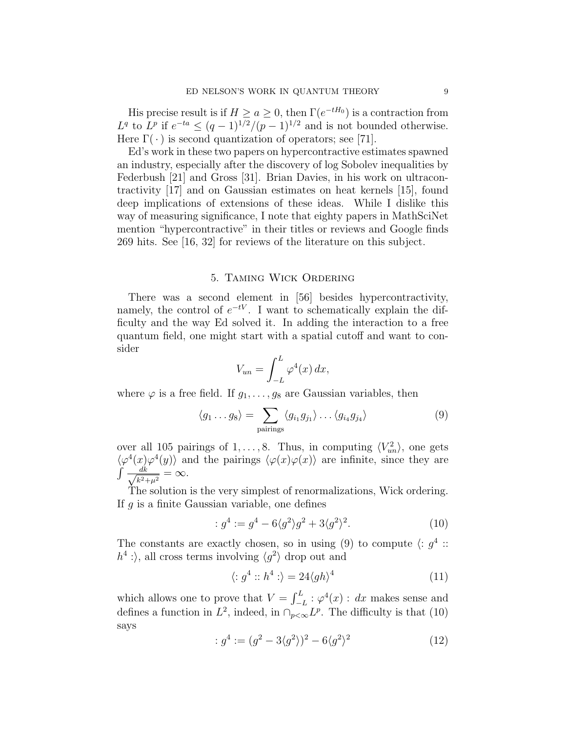His precise result is if $H \geq a \geq 0$, then $\Gamma(e^{-tH_0})$ is a contraction from $L^q$ to $L^p$ if $e^{-ta} \leq (q-1)^{1/2}/(p-1)^{1/2}$ and is not bounded otherwise. Here $\Gamma(\,\cdot\,)$ is second quantization of operators; see [71].

Ed's work in these two papers on hypercontractive estimates spawned an industry, especially after the discovery of log Sobolev inequalities by Federbush [21] and Gross [31]. Brian Davies, in his work on ultracontractivity [17] and on Gaussian estimates on heat kernels [15], found deep implications of extensions of these ideas. While I dislike this way of measuring significance, I note that eighty papers in MathSciNet mention "hypercontractive" in their titles or reviews and Google finds 269 hits. See [16, 32] for reviews of the literature on this subject.

## 5. Taming Wick Ordering

There was a second element in [56] besides hypercontractivity, namely, the control of $e^{-tV}$. I want to schematically explain the difficulty and the way Ed solved it. In adding the interaction to a free quantum field, one might start with a spatial cutoff and want to consider

$$V_{un} = \int_{-L}^{L} \varphi^4(x)\, dx,$$

where $\varphi$ is a free field. If $g_1, \dots, g_8$ are Gaussian variables, then

$$\langle g_1 \dots g_8 \rangle = \sum_{\text{pairings}} \langle g_{i_1} g_{j_1} \rangle \dots \langle g_{i_4} g_{j_4} \rangle \tag{9}$$

over all 105 pairings of $1, \dots, 8$. Thus, in computing $\langle V_{un}^2 \rangle$, one gets $\langle \varphi^4(x) \varphi^4(y) \rangle$ and the pairings $\langle \varphi(x)\varphi(x) \rangle$ are infinite, since they are $\int \frac{dk}{\sqrt{k^2+\mu^2}} = \infty$.

The solution is the very simplest of renormalizations, Wick ordering. If $g$ is a finite Gaussian variable, one defines

$$: g^4 := g^4 - 6\langle g^2 \rangle g^2 + 3\langle g^2 \rangle^2. \tag{10}$$

The constants are exactly chosen, so in using (9) to compute $\langle : g^4 :: h^4 : \rangle$, all cross terms involving $\langle g^2 \rangle$ drop out and

$$\langle : g^4 :: h^4 : \rangle = 24 \langle gh \rangle^4 \tag{11}$$

which allows one to prove that $V = \int_{-L}^{L} : \varphi^4(x) : \, dx$ makes sense and defines a function in $L^2$, indeed, in $\cap_{p<\infty} L^p$. The difficulty is that (10) says

$$: g^4 := (g^2 - 3\langle g^2 \rangle)^2 - 6\langle g^2 \rangle^2 \tag{12}$$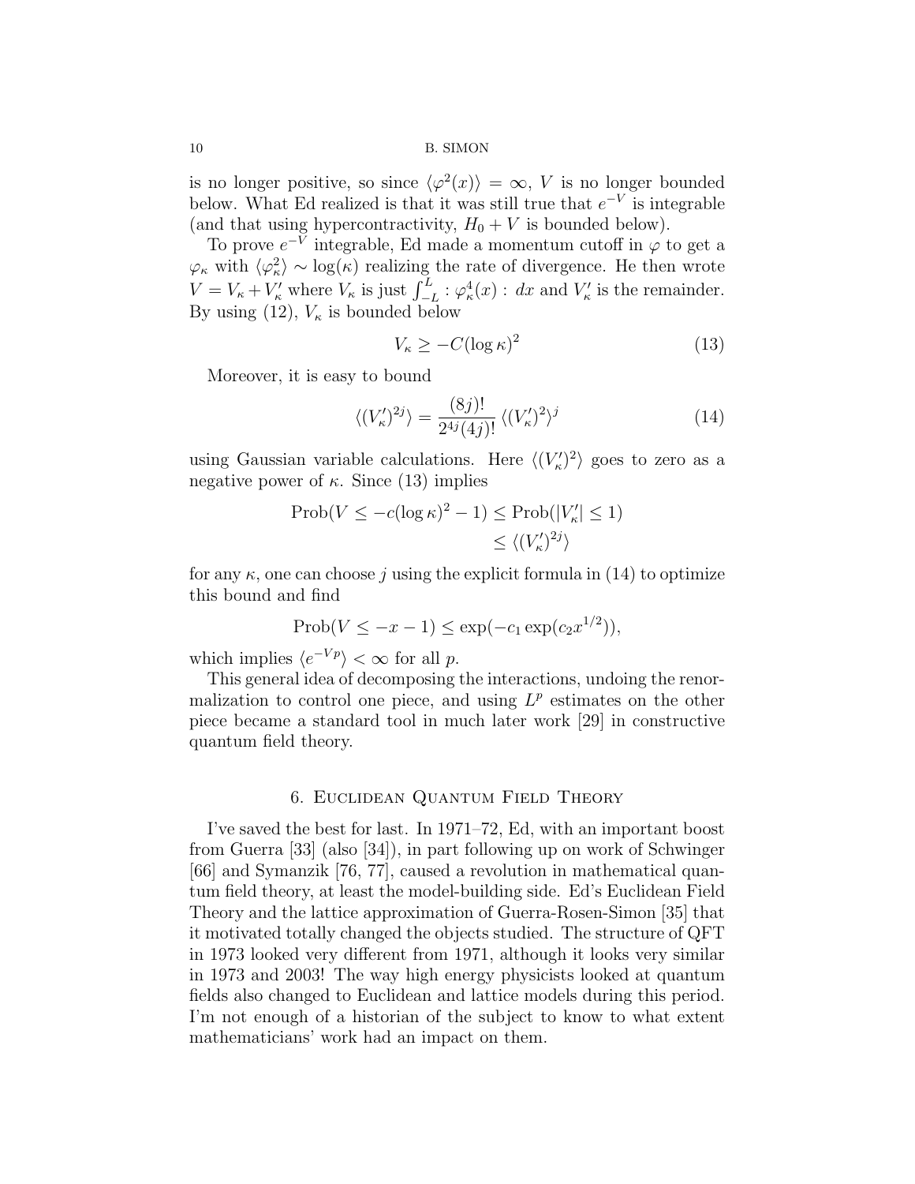is no longer positive, so since $\langle \varphi^2(x) \rangle = \infty$, $V$ is no longer bounded below. What Ed realized is that it was still true that $e^{-V}$ is integrable (and that using hypercontractivity, $H_0 + V$ is bounded below).

To prove $e^{-V}$ integrable, Ed made a momentum cutoff in $\varphi$ to get a $\varphi_\kappa$ with $\langle \varphi_\kappa^2 \rangle \sim \log(\kappa)$ realizing the rate of divergence. He then wrote $V = V_\kappa + V'_\kappa$ where $V_\kappa$ is just $\int_{-L}^{L} :\varphi_\kappa^4(x): \, dx$ and $V'_\kappa$ is the remainder. By using (12), $V_\kappa$ is bounded below

$$V_\kappa \geq -C(\log \kappa)^2 \tag{13}$$

Moreover, it is easy to bound

$$\langle (V'_\kappa)^{2j} \rangle = \frac{(8j)!}{2^{4j}(4j)!} \langle (V'_\kappa)^2 \rangle^j \tag{14}$$

using Gaussian variable calculations. Here $\langle (V'_\kappa)^2 \rangle$ goes to zero as a negative power of $\kappa$. Since (13) implies

$$\begin{aligned} \text{Prob}(V \leq -c(\log \kappa)^2 - 1) &\leq \text{Prob}(|V'_\kappa| \leq 1) \\ &\leq \langle (V'_\kappa)^{2j} \rangle \end{aligned}$$

for any $\kappa$, one can choose $j$ using the explicit formula in (14) to optimize this bound and find

$$\text{Prob}(V \leq -x - 1) \leq \exp(-c_1 \exp(c_2 x^{1/2})),$$

which implies $\langle e^{-Vp} \rangle < \infty$ for all $p$.

This general idea of decomposing the interactions, undoing the renormalization to control one piece, and using $L^p$ estimates on the other piece became a standard tool in much later work [29] in constructive quantum field theory.

## 6. Euclidean Quantum Field Theory

I've saved the best for last. In 1971–72, Ed, with an important boost from Guerra [33] (also [34]), in part following up on work of Schwinger [66] and Symanzik [76, 77], caused a revolution in mathematical quantum field theory, at least the model-building side. Ed's Euclidean Field Theory and the lattice approximation of Guerra-Rosen-Simon [35] that it motivated totally changed the objects studied. The structure of QFT in 1973 looked very different from 1971, although it looks very similar in 1973 and 2003! The way high energy physicists looked at quantum fields also changed to Euclidean and lattice models during this period. I'm not enough of a historian of the subject to know to what extent mathematicians' work had an impact on them.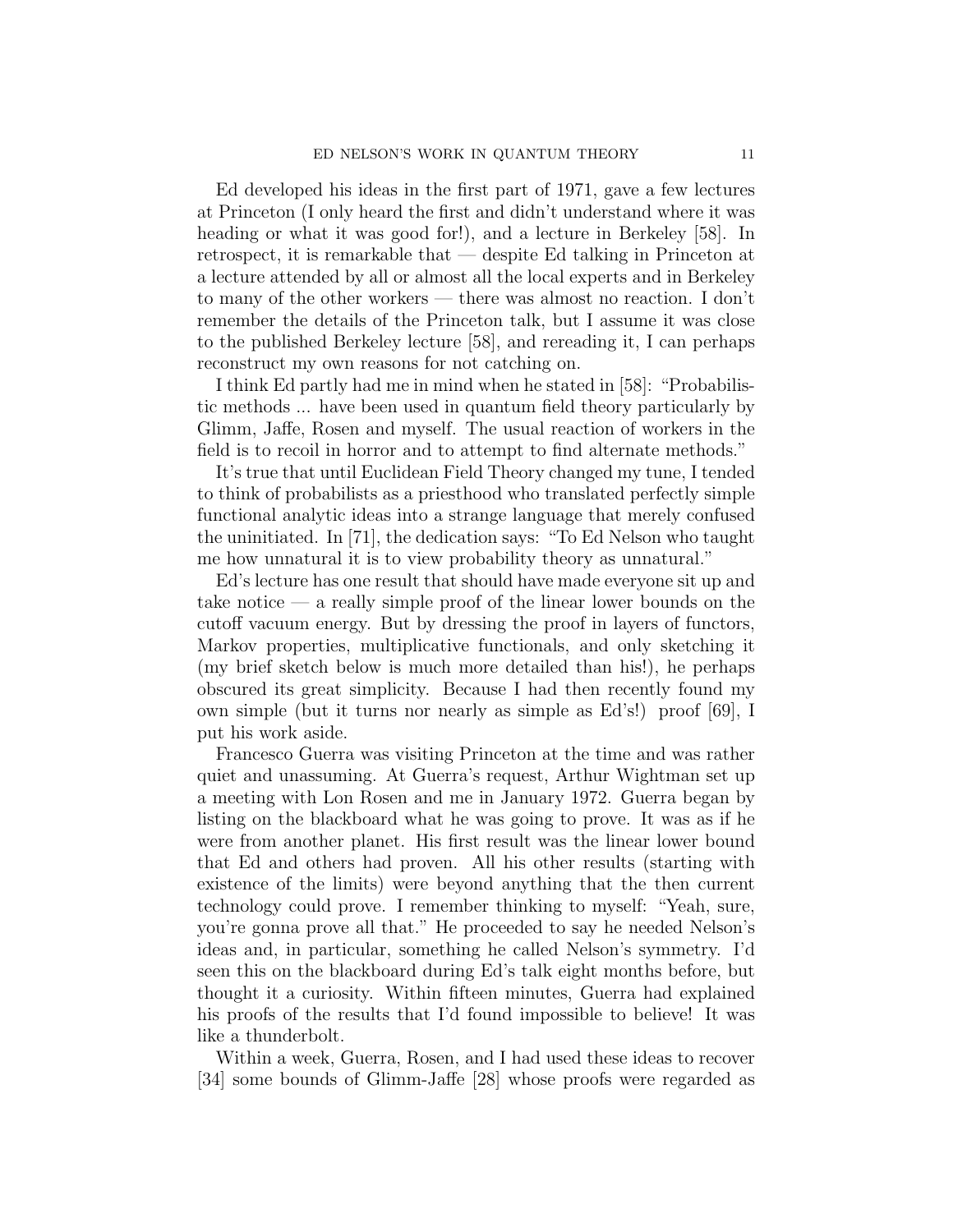Ed developed his ideas in the first part of 1971, gave a few lectures at Princeton (I only heard the first and didn't understand where it was heading or what it was good for!), and a lecture in Berkeley [58]. In retrospect, it is remarkable that — despite Ed talking in Princeton at a lecture attended by all or almost all the local experts and in Berkeley to many of the other workers — there was almost no reaction. I don't remember the details of the Princeton talk, but I assume it was close to the published Berkeley lecture [58], and rereading it, I can perhaps reconstruct my own reasons for not catching on.

I think Ed partly had me in mind when he stated in [58]: "Probabilistic methods ... have been used in quantum field theory particularly by Glimm, Jaffe, Rosen and myself. The usual reaction of workers in the field is to recoil in horror and to attempt to find alternate methods."

It's true that until Euclidean Field Theory changed my tune, I tended to think of probabilists as a priesthood who translated perfectly simple functional analytic ideas into a strange language that merely confused the uninitiated. In [71], the dedication says: "To Ed Nelson who taught me how unnatural it is to view probability theory as unnatural."

Ed's lecture has one result that should have made everyone sit up and take notice — a really simple proof of the linear lower bounds on the cutoff vacuum energy. But by dressing the proof in layers of functors, Markov properties, multiplicative functionals, and only sketching it (my brief sketch below is much more detailed than his!), he perhaps obscured its great simplicity. Because I had then recently found my own simple (but it turns nor nearly as simple as Ed's!) proof [69], I put his work aside.

Francesco Guerra was visiting Princeton at the time and was rather quiet and unassuming. At Guerra's request, Arthur Wightman set up a meeting with Lon Rosen and me in January 1972. Guerra began by listing on the blackboard what he was going to prove. It was as if he were from another planet. His first result was the linear lower bound that Ed and others had proven. All his other results (starting with existence of the limits) were beyond anything that the then current technology could prove. I remember thinking to myself: "Yeah, sure, you're gonna prove all that." He proceeded to say he needed Nelson's ideas and, in particular, something he called Nelson's symmetry. I'd seen this on the blackboard during Ed's talk eight months before, but thought it a curiosity. Within fifteen minutes, Guerra had explained his proofs of the results that I'd found impossible to believe! It was like a thunderbolt.

Within a week, Guerra, Rosen, and I had used these ideas to recover [34] some bounds of Glimm-Jaffe [28] whose proofs were regarded as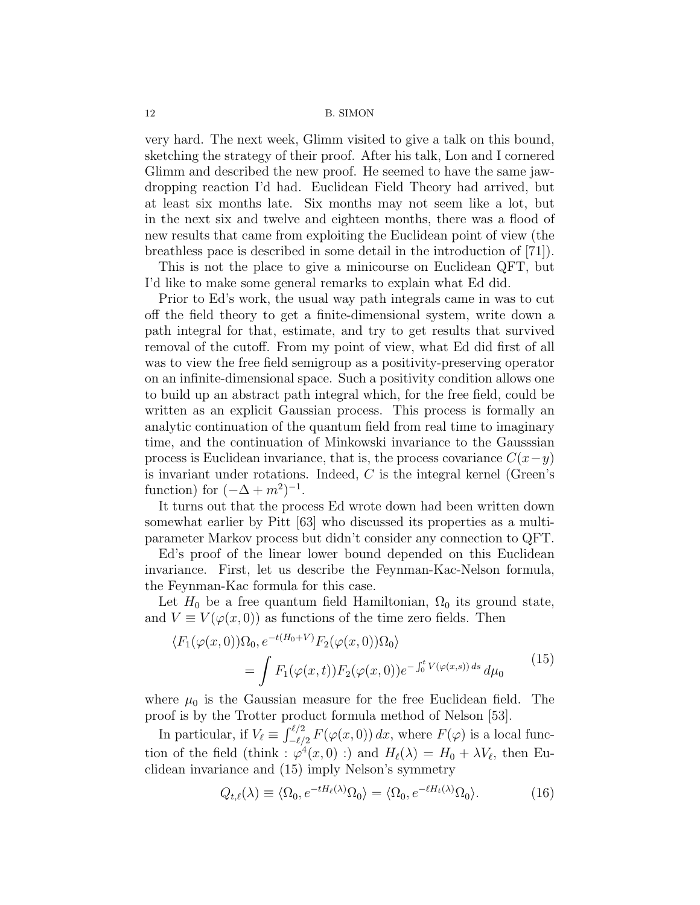very hard. The next week, Glimm visited to give a talk on this bound, sketching the strategy of their proof. After his talk, Lon and I cornered Glimm and described the new proof. He seemed to have the same jaw-dropping reaction I'd had. Euclidean Field Theory had arrived, but at least six months late. Six months may not seem like a lot, but in the next six and twelve and eighteen months, there was a flood of new results that came from exploiting the Euclidean point of view (the breathless pace is described in some detail in the introduction of [71]).

This is not the place to give a minicourse on Euclidean QFT, but I'd like to make some general remarks to explain what Ed did.

Prior to Ed's work, the usual way path integrals came in was to cut off the field theory to get a finite-dimensional system, write down a path integral for that, estimate, and try to get results that survived removal of the cutoff. From my point of view, what Ed did first of all was to view the free field semigroup as a positivity-preserving operator on an infinite-dimensional space. Such a positivity condition allows one to build up an abstract path integral which, for the free field, could be written as an explicit Gaussian process. This process is formally an analytic continuation of the quantum field from real time to imaginary time, and the continuation of Minkowski invariance to the Gausssian process is Euclidean invariance, that is, the process covariance $C(x-y)$ is invariant under rotations. Indeed, $C$ is the integral kernel (Green's function) for $(-\Delta + m^2)^{-1}$.

It turns out that the process Ed wrote down had been written down somewhat earlier by Pitt [63] who discussed its properties as a multi-parameter Markov process but didn't consider any connection to QFT.

Ed's proof of the linear lower bound depended on this Euclidean invariance. First, let us describe the Feynman-Kac-Nelson formula, the Feynman-Kac formula for this case.

Let $H_0$ be a free quantum field Hamiltonian, $\Omega_0$ its ground state, and $V \equiv V(\varphi(x,0))$ as functions of the time zero fields. Then

$$\begin{aligned}
\langle F_1(\varphi(x,0))\Omega_0, e^{-t(H_0+V)} F_2(\varphi(x,0))\Omega_0\rangle \\
= \int F_1(\varphi(x,t)) F_2(\varphi(x,0)) e^{-\int_0^t V(\varphi(x,s))\,ds}\, d\mu_0
\end{aligned} \tag{15}$$

where $\mu_0$ is the Gaussian measure for the free Euclidean field. The proof is by the Trotter product formula method of Nelson [53].

In particular, if $V_\ell \equiv \int_{-\ell/2}^{\ell/2} F(\varphi(x,0))\,dx$, where $F(\varphi)$ is a local function of the field (think $:\varphi^4(x,0):$) and $H_\ell(\lambda) = H_0 + \lambda V_\ell$, then Euclidean invariance and (15) imply Nelson's symmetry

$$Q_{t,\ell}(\lambda) \equiv \langle \Omega_0, e^{-tH_\ell(\lambda)}\Omega_0\rangle = \langle \Omega_0, e^{-\ell H_t(\lambda)}\Omega_0\rangle. \tag{16}$$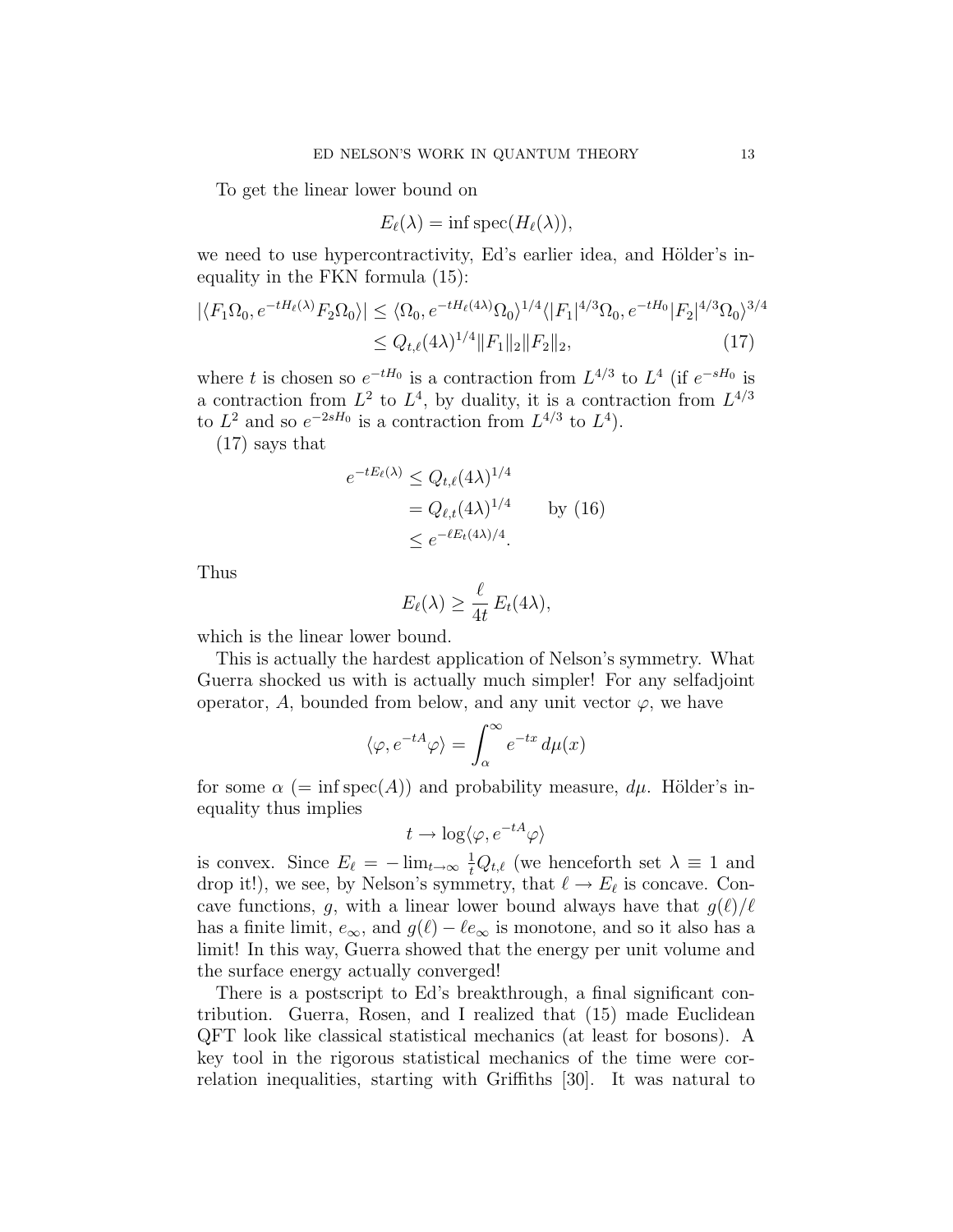To get the linear lower bound on

$$E_\ell(\lambda) = \inf \operatorname{spec}(H_\ell(\lambda)),$$

we need to use hypercontractivity, Ed's earlier idea, and Hölder's inequality in the FKN formula (15):

$$\begin{aligned}
|\langle F_1\Omega_0, e^{-tH_\ell(\lambda)}F_2\Omega_0\rangle| &\le \langle \Omega_0, e^{-tH_\ell(4\lambda)}\Omega_0\rangle^{1/4}\langle |F_1|^{4/3}\Omega_0, e^{-tH_0}|F_2|^{4/3}\Omega_0\rangle^{3/4} \\
&\le Q_{t,\ell}(4\lambda)^{1/4}\|F_1\|_2\|F_2\|_2, \qquad (17)
\end{aligned}$$

where $t$ is chosen so $e^{-tH_0}$ is a contraction from $L^{4/3}$ to $L^4$ (if $e^{-sH_0}$ is a contraction from $L^2$ to $L^4$, by duality, it is a contraction from $L^{4/3}$ to $L^2$ and so $e^{-2sH_0}$ is a contraction from $L^{4/3}$ to $L^4$).

(17) says that

$$\begin{aligned}
e^{-tE_\ell(\lambda)} &\le Q_{t,\ell}(4\lambda)^{1/4} \\
&= Q_{\ell,t}(4\lambda)^{1/4} \qquad \text{by (16)} \\
&\le e^{-\ell E_t(4\lambda)/4}.
\end{aligned}$$

Thus

$$E_\ell(\lambda) \ge \frac{\ell}{4t}\, E_t(4\lambda),$$

which is the linear lower bound.

This is actually the hardest application of Nelson's symmetry. What Guerra shocked us with is actually much simpler! For any selfadjoint operator, $A$, bounded from below, and any unit vector $\varphi$, we have

$$\langle \varphi, e^{-tA}\varphi\rangle = \int_\alpha^\infty e^{-tx}\, d\mu(x)$$

for some $\alpha$ ($= \inf \operatorname{spec}(A)$) and probability measure, $d\mu$. Hölder's inequality thus implies

$$t \to \log\langle \varphi, e^{-tA}\varphi\rangle$$

is convex. Since $E_\ell = -\lim_{t\to\infty} \frac{1}{t} Q_{t,\ell}$ (we henceforth set $\lambda \equiv 1$ and drop it!), we see, by Nelson's symmetry, that $\ell \to E_\ell$ is concave. Concave functions, $g$, with a linear lower bound always have that $g(\ell)/\ell$ has a finite limit, $e_\infty$, and $g(\ell) - \ell e_\infty$ is monotone, and so it also has a limit! In this way, Guerra showed that the energy per unit volume and the surface energy actually converged!

There is a postscript to Ed's breakthrough, a final significant contribution. Guerra, Rosen, and I realized that (15) made Euclidean QFT look like classical statistical mechanics (at least for bosons). A key tool in the rigorous statistical mechanics of the time were correlation inequalities, starting with Griffiths [30]. It was natural to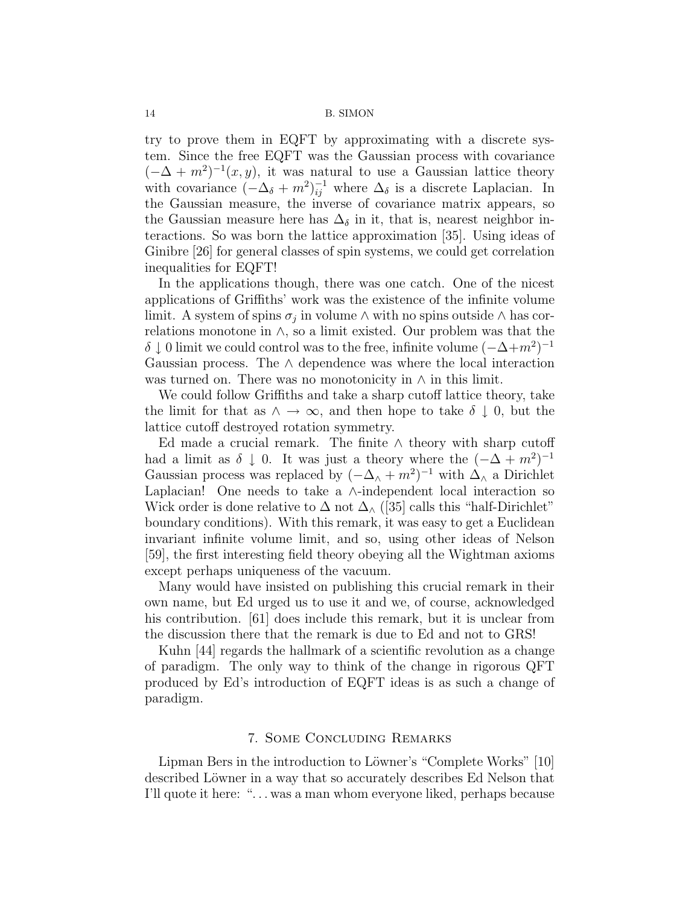try to prove them in EQFT by approximating with a discrete system. Since the free EQFT was the Gaussian process with covariance $(-\Delta + m^2)^{-1}(x, y)$, it was natural to use a Gaussian lattice theory with covariance $(-\Delta_\delta + m^2)^{-1}_{ij}$ where $\Delta_\delta$ is a discrete Laplacian. In the Gaussian measure, the inverse of covariance matrix appears, so the Gaussian measure here has $\Delta_\delta$ in it, that is, nearest neighbor interactions. So was born the lattice approximation [35]. Using ideas of Ginibre [26] for general classes of spin systems, we could get correlation inequalities for EQFT!

In the applications though, there was one catch. One of the nicest applications of Griffiths' work was the existence of the infinite volume limit. A system of spins $\sigma_j$ in volume $\wedge$ with no spins outside $\wedge$ has correlations monotone in $\wedge$, so a limit existed. Our problem was that the $\delta \downarrow 0$ limit we could control was to the free, infinite volume $(-\Delta+m^2)^{-1}$ Gaussian process. The $\wedge$ dependence was where the local interaction was turned on. There was no monotonicity in $\wedge$ in this limit.

We could follow Griffiths and take a sharp cutoff lattice theory, take the limit for that as $\wedge \to \infty$, and then hope to take $\delta \downarrow 0$, but the lattice cutoff destroyed rotation symmetry.

Ed made a crucial remark. The finite $\wedge$ theory with sharp cutoff had a limit as $\delta \downarrow 0$. It was just a theory where the $(-\Delta + m^2)^{-1}$ Gaussian process was replaced by $(-\Delta_\wedge + m^2)^{-1}$ with $\Delta_\wedge$ a Dirichlet Laplacian! One needs to take a $\wedge$-independent local interaction so Wick order is done relative to $\Delta$ not $\Delta_\wedge$ ([35] calls this "half-Dirichlet" boundary conditions). With this remark, it was easy to get a Euclidean invariant infinite volume limit, and so, using other ideas of Nelson [59], the first interesting field theory obeying all the Wightman axioms except perhaps uniqueness of the vacuum.

Many would have insisted on publishing this crucial remark in their own name, but Ed urged us to use it and we, of course, acknowledged his contribution. [61] does include this remark, but it is unclear from the discussion there that the remark is due to Ed and not to GRS!

Kuhn [44] regards the hallmark of a scientific revolution as a change of paradigm. The only way to think of the change in rigorous QFT produced by Ed's introduction of EQFT ideas is as such a change of paradigm.

## 7. Some Concluding Remarks

Lipman Bers in the introduction to Löwner's "Complete Works" [10] described Löwner in a way that so accurately describes Ed Nelson that I'll quote it here: "... was a man whom everyone liked, perhaps because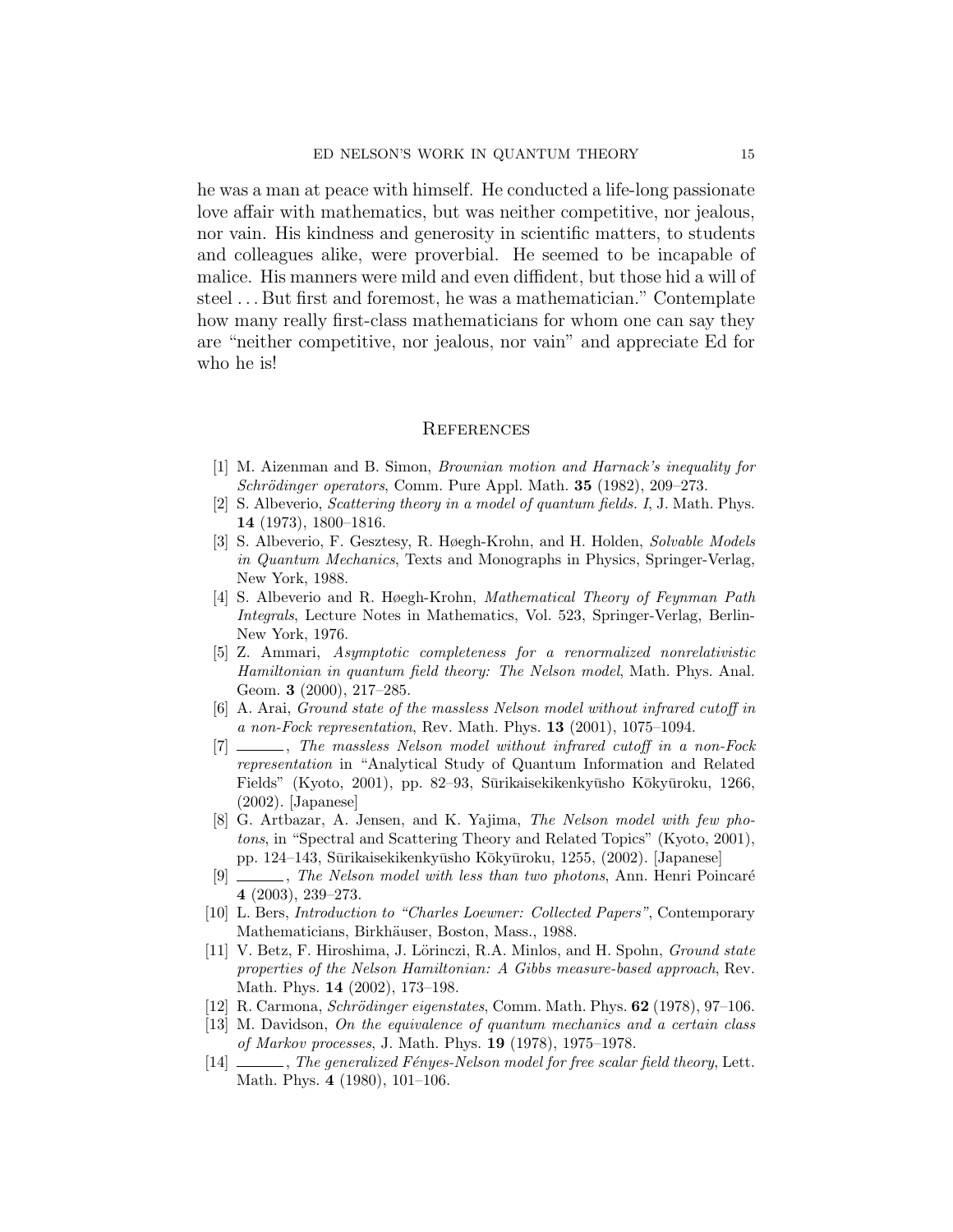he was a man at peace with himself. He conducted a life-long passionate love affair with mathematics, but was neither competitive, nor jealous, nor vain. His kindness and generosity in scientific matters, to students and colleagues alike, were proverbial. He seemed to be incapable of malice. His manners were mild and even diffident, but those hid a will of steel . . . But first and foremost, he was a mathematician." Contemplate how many really first-class mathematicians for whom one can say they are "neither competitive, nor jealous, nor vain" and appreciate Ed for who he is!

## References

[1] M. Aizenman and B. Simon, *Brownian motion and Harnack's inequality for Schrödinger operators*, Comm. Pure Appl. Math. **35** (1982), 209–273.

[2] S. Albeverio, *Scattering theory in a model of quantum fields. I*, J. Math. Phys. **14** (1973), 1800–1816.

[3] S. Albeverio, F. Gesztesy, R. Høegh-Krohn, and H. Holden, *Solvable Models in Quantum Mechanics*, Texts and Monographs in Physics, Springer-Verlag, New York, 1988.

[4] S. Albeverio and R. Høegh-Krohn, *Mathematical Theory of Feynman Path Integrals*, Lecture Notes in Mathematics, Vol. 523, Springer-Verlag, Berlin-New York, 1976.

[5] Z. Ammari, *Asymptotic completeness for a renormalized nonrelativistic Hamiltonian in quantum field theory: The Nelson model*, Math. Phys. Anal. Geom. **3** (2000), 217–285.

[6] A. Arai, *Ground state of the massless Nelson model without infrared cutoff in a non-Fock representation*, Rev. Math. Phys. **13** (2001), 1075–1094.

[7] ______, *The massless Nelson model without infrared cutoff in a non-Fock representation* in "Analytical Study of Quantum Information and Related Fields" (Kyoto, 2001), pp. 82–93, Sūrikaisekikenkyūsho Kōkyūroku, 1266, (2002). [Japanese]

[8] G. Artbazar, A. Jensen, and K. Yajima, *The Nelson model with few photons*, in "Spectral and Scattering Theory and Related Topics" (Kyoto, 2001), pp. 124–143, Sūrikaisekikenkyūsho Kōkyūroku, 1255, (2002). [Japanese]

[9] ______, *The Nelson model with less than two photons*, Ann. Henri Poincaré **4** (2003), 239–273.

[10] L. Bers, *Introduction to "Charles Loewner: Collected Papers"*, Contemporary Mathematicians, Birkhäuser, Boston, Mass., 1988.

[11] V. Betz, F. Hiroshima, J. Lörinczi, R.A. Minlos, and H. Spohn, *Ground state properties of the Nelson Hamiltonian: A Gibbs measure-based approach*, Rev. Math. Phys. **14** (2002), 173–198.

[12] R. Carmona, *Schrödinger eigenstates*, Comm. Math. Phys. **62** (1978), 97–106.

[13] M. Davidson, *On the equivalence of quantum mechanics and a certain class of Markov processes*, J. Math. Phys. **19** (1978), 1975–1978.

[14] ______, *The generalized Fényes-Nelson model for free scalar field theory*, Lett. Math. Phys. **4** (1980), 101–106.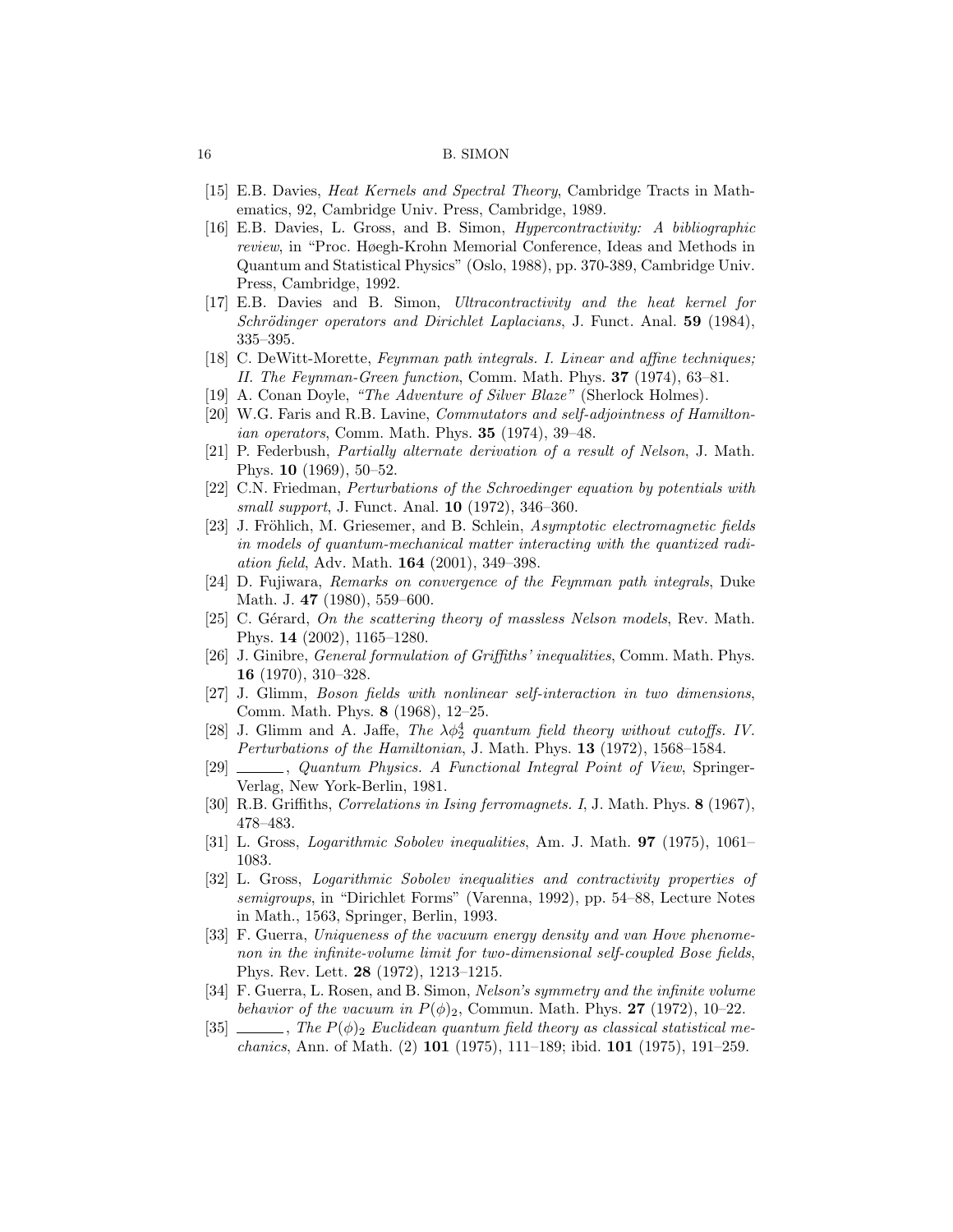[15] E.B. Davies, *Heat Kernels and Spectral Theory*, Cambridge Tracts in Mathematics, 92, Cambridge Univ. Press, Cambridge, 1989.

[16] E.B. Davies, L. Gross, and B. Simon, *Hypercontractivity: A bibliographic review*, in "Proc. Høegh-Krohn Memorial Conference, Ideas and Methods in Quantum and Statistical Physics" (Oslo, 1988), pp. 370-389, Cambridge Univ. Press, Cambridge, 1992.

[17] E.B. Davies and B. Simon, *Ultracontractivity and the heat kernel for Schrödinger operators and Dirichlet Laplacians*, J. Funct. Anal. **59** (1984), 335–395.

[18] C. DeWitt-Morette, *Feynman path integrals. I. Linear and affine techniques; II. The Feynman-Green function*, Comm. Math. Phys. **37** (1974), 63–81.

[19] A. Conan Doyle, *"The Adventure of Silver Blaze"* (Sherlock Holmes).

[20] W.G. Faris and R.B. Lavine, *Commutators and self-adjointness of Hamiltonian operators*, Comm. Math. Phys. **35** (1974), 39–48.

[21] P. Federbush, *Partially alternate derivation of a result of Nelson*, J. Math. Phys. **10** (1969), 50–52.

[22] C.N. Friedman, *Perturbations of the Schroedinger equation by potentials with small support*, J. Funct. Anal. **10** (1972), 346–360.

[23] J. Fröhlich, M. Griesemer, and B. Schlein, *Asymptotic electromagnetic fields in models of quantum-mechanical matter interacting with the quantized radiation field*, Adv. Math. **164** (2001), 349–398.

[24] D. Fujiwara, *Remarks on convergence of the Feynman path integrals*, Duke Math. J. **47** (1980), 559–600.

[25] C. Gérard, *On the scattering theory of massless Nelson models*, Rev. Math. Phys. **14** (2002), 1165–1280.

[26] J. Ginibre, *General formulation of Griffiths' inequalities*, Comm. Math. Phys. **16** (1970), 310–328.

[27] J. Glimm, *Boson fields with nonlinear self-interaction in two dimensions*, Comm. Math. Phys. **8** (1968), 12–25.

[28] J. Glimm and A. Jaffe, *The $\lambda\phi_2^4$ quantum field theory without cutoffs. IV. Perturbations of the Hamiltonian*, J. Math. Phys. **13** (1972), 1568–1584.

[29] ———, *Quantum Physics. A Functional Integral Point of View*, Springer-Verlag, New York-Berlin, 1981.

[30] R.B. Griffiths, *Correlations in Ising ferromagnets. I*, J. Math. Phys. **8** (1967), 478–483.

[31] L. Gross, *Logarithmic Sobolev inequalities*, Am. J. Math. **97** (1975), 1061–1083.

[32] L. Gross, *Logarithmic Sobolev inequalities and contractivity properties of semigroups*, in "Dirichlet Forms" (Varenna, 1992), pp. 54–88, Lecture Notes in Math., 1563, Springer, Berlin, 1993.

[33] F. Guerra, *Uniqueness of the vacuum energy density and van Hove phenomenon in the infinite-volume limit for two-dimensional self-coupled Bose fields*, Phys. Rev. Lett. **28** (1972), 1213–1215.

[34] F. Guerra, L. Rosen, and B. Simon, *Nelson's symmetry and the infinite volume behavior of the vacuum in $P(\phi)_2$*, Commun. Math. Phys. **27** (1972), 10–22.

[35] ———, *The $P(\phi)_2$ Euclidean quantum field theory as classical statistical mechanics*, Ann. of Math. (2) **101** (1975), 111–189; ibid. **101** (1975), 191–259.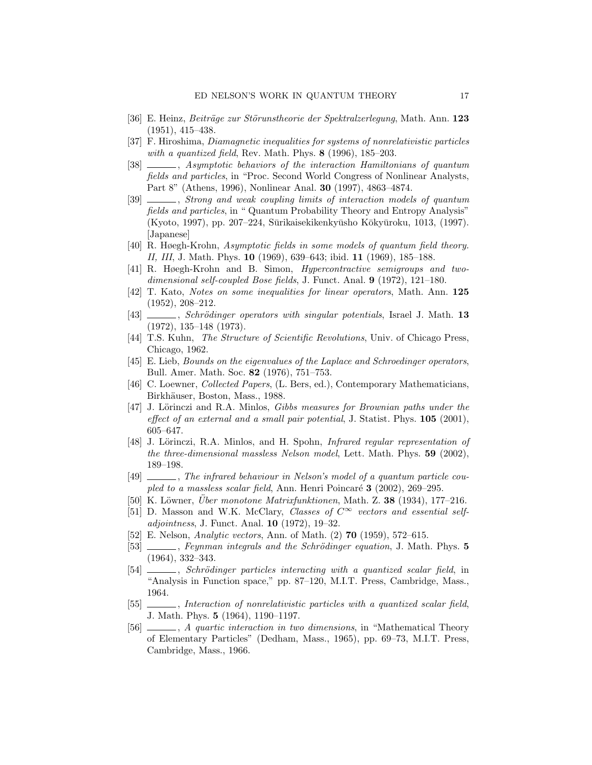[36] E. Heinz, *Beiträge zur Störunstheorie der Spektralzerlegung*, Math. Ann. **123** (1951), 415–438.

[37] F. Hiroshima, *Diamagnetic inequalities for systems of nonrelativistic particles with a quantized field*, Rev. Math. Phys. **8** (1996), 185–203.

[38] ______, *Asymptotic behaviors of the interaction Hamiltonians of quantum fields and particles*, in "Proc. Second World Congress of Nonlinear Analysts, Part 8" (Athens, 1996), Nonlinear Anal. **30** (1997), 4863–4874.

[39] ______, *Strong and weak coupling limits of interaction models of quantum fields and particles*, in " Quantum Probability Theory and Entropy Analysis" (Kyoto, 1997), pp. 207–224, Sūrikaisekikenkyūsho Kōkyūroku, 1013, (1997). [Japanese]

[40] R. Høegh-Krohn, *Asymptotic fields in some models of quantum field theory. II, III*, J. Math. Phys. **10** (1969), 639–643; ibid. **11** (1969), 185–188.

[41] R. Høegh-Krohn and B. Simon, *Hypercontractive semigroups and two-dimensional self-coupled Bose fields*, J. Funct. Anal. **9** (1972), 121–180.

[42] T. Kato, *Notes on some inequalities for linear operators*, Math. Ann. **125** (1952), 208–212.

[43] ______, *Schrödinger operators with singular potentials*, Israel J. Math. **13** (1972), 135–148 (1973).

[44] T.S. Kuhn, *The Structure of Scientific Revolutions*, Univ. of Chicago Press, Chicago, 1962.

[45] E. Lieb, *Bounds on the eigenvalues of the Laplace and Schroedinger operators*, Bull. Amer. Math. Soc. **82** (1976), 751–753.

[46] C. Loewner, *Collected Papers*, (L. Bers, ed.), Contemporary Mathematicians, Birkhäuser, Boston, Mass., 1988.

[47] J. Lörinczi and R.A. Minlos, *Gibbs measures for Brownian paths under the effect of an external and a small pair potential*, J. Statist. Phys. **105** (2001), 605–647.

[48] J. Lörinczi, R.A. Minlos, and H. Spohn, *Infrared regular representation of the three-dimensional massless Nelson model*, Lett. Math. Phys. **59** (2002), 189–198.

[49] ______, *The infrared behaviour in Nelson's model of a quantum particle coupled to a massless scalar field*, Ann. Henri Poincaré **3** (2002), 269–295.

[50] K. Löwner, *Über monotone Matrixfunktionen*, Math. Z. **38** (1934), 177–216.

[51] D. Masson and W.K. McClary, *Classes of $C^\infty$ vectors and essential self-adjointness*, J. Funct. Anal. **10** (1972), 19–32.

[52] E. Nelson, *Analytic vectors*, Ann. of Math. (2) **70** (1959), 572–615.

[53] ______, *Feynman integrals and the Schrödinger equation*, J. Math. Phys. **5** (1964), 332–343.

[54] ______, *Schrödinger particles interacting with a quantized scalar field*, in "Analysis in Function space," pp. 87–120, M.I.T. Press, Cambridge, Mass., 1964.

[55] ______, *Interaction of nonrelativistic particles with a quantized scalar field*, J. Math. Phys. **5** (1964), 1190–1197.

[56] ______, *A quartic interaction in two dimensions*, in "Mathematical Theory of Elementary Particles" (Dedham, Mass., 1965), pp. 69–73, M.I.T. Press, Cambridge, Mass., 1966.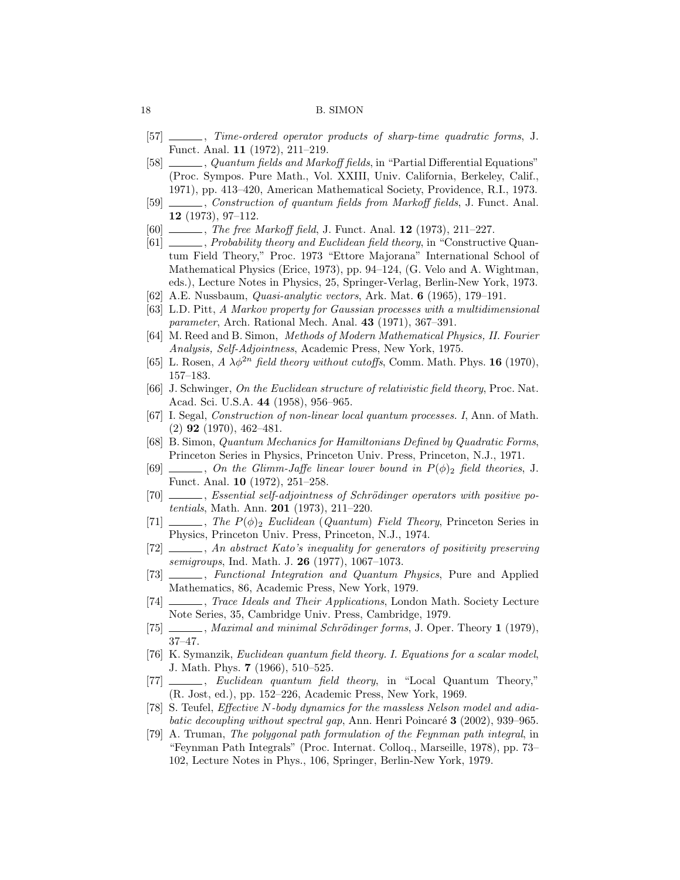- [57] ———, *Time-ordered operator products of sharp-time quadratic forms*, J. Funct. Anal. **11** (1972), 211–219.
- [58] ———, *Quantum fields and Markoff fields*, in "Partial Differential Equations" (Proc. Sympos. Pure Math., Vol. XXIII, Univ. California, Berkeley, Calif., 1971), pp. 413–420, American Mathematical Society, Providence, R.I., 1973.
- [59] ———, *Construction of quantum fields from Markoff fields*, J. Funct. Anal. **12** (1973), 97–112.
- [60] ———, *The free Markoff field*, J. Funct. Anal. **12** (1973), 211–227.
- [61] ———, *Probability theory and Euclidean field theory*, in "Constructive Quantum Field Theory," Proc. 1973 "Ettore Majorana" International School of Mathematical Physics (Erice, 1973), pp. 94–124, (G. Velo and A. Wightman, eds.), Lecture Notes in Physics, 25, Springer-Verlag, Berlin-New York, 1973.
- [62] A.E. Nussbaum, *Quasi-analytic vectors*, Ark. Mat. **6** (1965), 179–191.
- [63] L.D. Pitt, *A Markov property for Gaussian processes with a multidimensional parameter*, Arch. Rational Mech. Anal. **43** (1971), 367–391.
- [64] M. Reed and B. Simon, *Methods of Modern Mathematical Physics, II. Fourier Analysis, Self-Adjointness*, Academic Press, New York, 1975.
- [65] L. Rosen, *A $\lambda\phi^{2n}$ field theory without cutoffs*, Comm. Math. Phys. **16** (1970), 157–183.
- [66] J. Schwinger, *On the Euclidean structure of relativistic field theory*, Proc. Nat. Acad. Sci. U.S.A. **44** (1958), 956–965.
- [67] I. Segal, *Construction of non-linear local quantum processes. I*, Ann. of Math. (2) **92** (1970), 462–481.
- [68] B. Simon, *Quantum Mechanics for Hamiltonians Defined by Quadratic Forms*, Princeton Series in Physics, Princeton Univ. Press, Princeton, N.J., 1971.
- [69] ———, *On the Glimm-Jaffe linear lower bound in $P(\phi)_2$ field theories*, J. Funct. Anal. **10** (1972), 251–258.
- [70] ———, *Essential self-adjointness of Schrödinger operators with positive potentials*, Math. Ann. **201** (1973), 211–220.
- [71] ———, *The $P(\phi)_2$ Euclidean (Quantum) Field Theory*, Princeton Series in Physics, Princeton Univ. Press, Princeton, N.J., 1974.
- [72] ———, *An abstract Kato's inequality for generators of positivity preserving semigroups*, Ind. Math. J. **26** (1977), 1067–1073.
- [73] ———, *Functional Integration and Quantum Physics*, Pure and Applied Mathematics, 86, Academic Press, New York, 1979.
- [74] ———, *Trace Ideals and Their Applications*, London Math. Society Lecture Note Series, 35, Cambridge Univ. Press, Cambridge, 1979.
- [75] ———, *Maximal and minimal Schrödinger forms*, J. Oper. Theory **1** (1979), 37–47.
- [76] K. Symanzik, *Euclidean quantum field theory. I. Equations for a scalar model*, J. Math. Phys. **7** (1966), 510–525.
- [77] ———, *Euclidean quantum field theory*, in "Local Quantum Theory," (R. Jost, ed.), pp. 152–226, Academic Press, New York, 1969.
- [78] S. Teufel, *Effective $N$-body dynamics for the massless Nelson model and adiabatic decoupling without spectral gap*, Ann. Henri Poincaré **3** (2002), 939–965.
- [79] A. Truman, *The polygonal path formulation of the Feynman path integral*, in "Feynman Path Integrals" (Proc. Internat. Colloq., Marseille, 1978), pp. 73–102, Lecture Notes in Phys., 106, Springer, Berlin-New York, 1979.